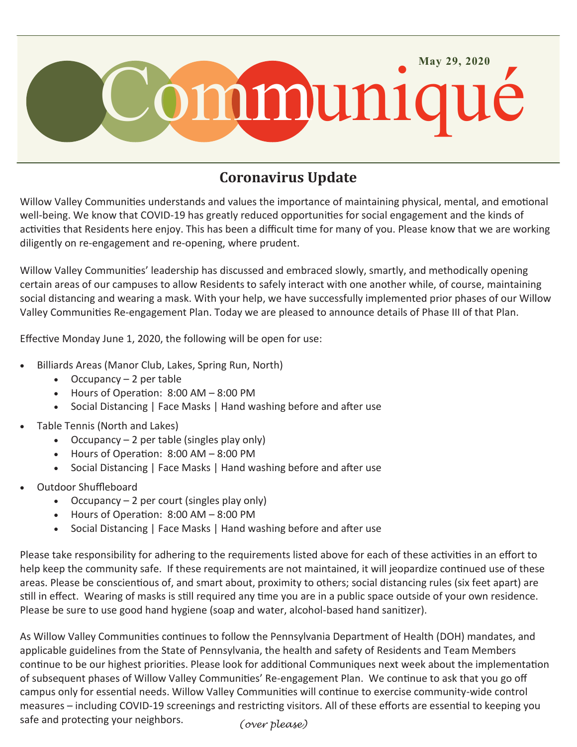# Communiqué

**May 29, 2020**

## Coronavirus Update

Willow Valley Communities understands and values the importance of maintaining physical, mental, and emotional well-being. We know that COVID-19 has greatly reduced opportunities for social engagement and the kinds of activities that Residents here enjoy. This has been a difficult time for many of you. Please know that we are working diligently on re-engagement and re-opening, where prudent.

Willow Valley Communities' leadership has discussed and embraced slowly, smartly, and methodically opening certain areas of our campuses to allow Residents to safely interact with one another while, of course, maintaining social distancing and wearing a mask. With your help, we have successfully implemented prior phases of our Willow Valley Communities Re-engagement Plan. Today we are pleased to announce details of Phase III of that Plan.

Effective Monday June 1, 2020, the following will be open for use:

- Billiards Areas (Manor Club, Lakes, Spring Run, North)
  - Occupancy – 2 per table
  - Hours of Operation: 8:00 AM – 8:00 PM
  - Social Distancing | Face Masks | Hand washing before and after use
- Table Tennis (North and Lakes)
  - Occupancy – 2 per table (singles play only)
  - Hours of Operation: 8:00 AM – 8:00 PM
  - Social Distancing | Face Masks | Hand washing before and after use
- Outdoor Shuffleboard
  - Occupancy – 2 per court (singles play only)
  - Hours of Operation: 8:00 AM – 8:00 PM
  - Social Distancing | Face Masks | Hand washing before and after use

Please take responsibility for adhering to the requirements listed above for each of these activities in an effort to help keep the community safe. If these requirements are not maintained, it will jeopardize continued use of these areas. Please be conscientious of, and smart about, proximity to others; social distancing rules (six feet apart) are still in effect. Wearing of masks is still required any time you are in a public space outside of your own residence. Please be sure to use good hand hygiene (soap and water, alcohol-based hand sanitizer).

As Willow Valley Communities continues to follow the Pennsylvania Department of Health (DOH) mandates, and applicable guidelines from the State of Pennsylvania, the health and safety of Residents and Team Members continue to be our highest priorities. Please look for additional Communiques next week about the implementation of subsequent phases of Willow Valley Communities' Re-engagement Plan. We continue to ask that you go off campus only for essential needs. Willow Valley Communities will continue to exercise community-wide control measures – including COVID-19 screenings and restricting visitors. All of these efforts are essential to keeping you safe and protecting your neighbors.

*(over please)*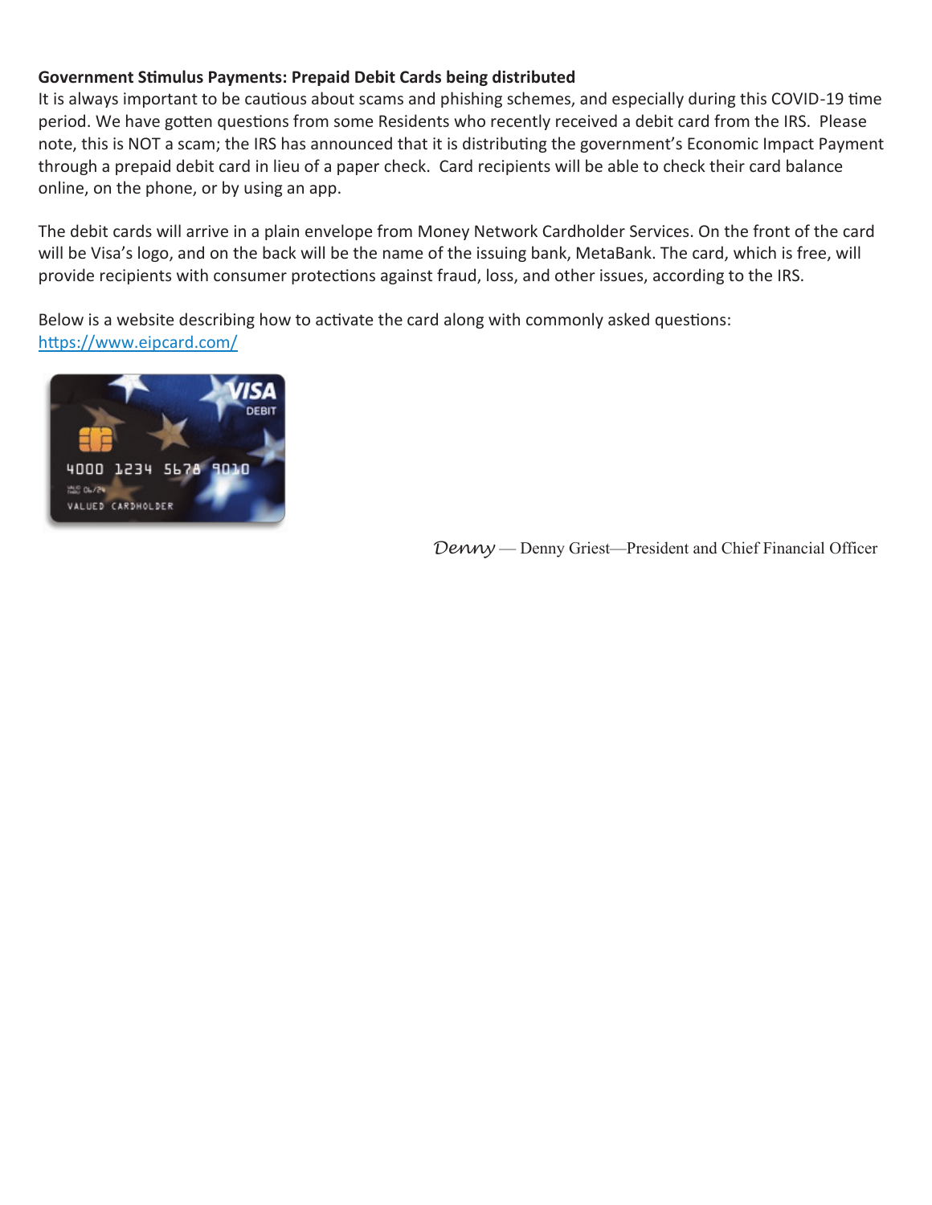**Government Stimulus Payments: Prepaid Debit Cards being distributed**

It is always important to be cautious about scams and phishing schemes, and especially during this COVID-19 time period. We have gotten questions from some Residents who recently received a debit card from the IRS. Please note, this is NOT a scam; the IRS has announced that it is distributing the government's Economic Impact Payment through a prepaid debit card in lieu of a paper check. Card recipients will be able to check their card balance online, on the phone, or by using an app.

The debit cards will arrive in a plain envelope from Money Network Cardholder Services. On the front of the card will be Visa's logo, and on the back will be the name of the issuing bank, MetaBank. The card, which is free, will provide recipients with consumer protections against fraud, loss, and other issues, according to the IRS.

Below is a website describing how to activate the card along with commonly asked questions:
https://www.eipcard.com/

*Denny* — Denny Griest—President and Chief Financial Officer